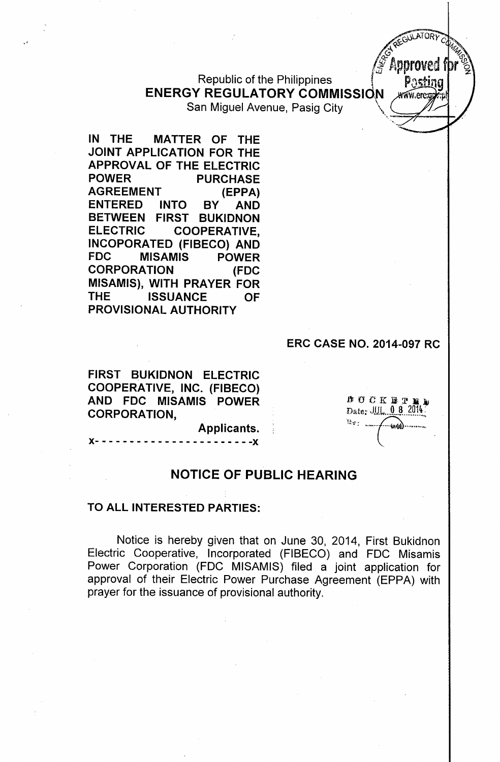Republic of the Philippines
**ENERGY REGULATORY COMMISSION**
San Miguel Avenue, Pasig City

**IN THE MATTER OF THE JOINT APPLICATION FOR THE APPROVAL OF THE ELECTRIC POWER PURCHASE AGREEMENT (EPPA) ENTERED INTO BY AND BETWEEN FIRST BUKIDNON ELECTRIC COOPERATIVE, INCOPORATED (FIBECO) AND FDC MISAMIS POWER CORPORATION (FDC MISAMIS), WITH PRAYER FOR THE ISSUANCE OF PROVISIONAL AUTHORITY**

**ERC CASE NO. 2014-097 RC**

**FIRST BUKIDNON ELECTRIC COOPERATIVE, INC. (FIBECO) AND FDC MISAMIS POWER CORPORATION,**

**Applicants.**

x- - - - - - - - - - - - - - - - - - - - - - -x

DOCKETED
Date: JUL 08 2014

## NOTICE OF PUBLIC HEARING

**TO ALL INTERESTED PARTIES:**

Notice is hereby given that on June 30, 2014, First Bukidnon Electric Cooperative, Incorporated (FIBECO) and FDC Misamis Power Corporation (FDC MISAMIS) filed a joint application for approval of their Electric Power Purchase Agreement (EPPA) with prayer for the issuance of provisional authority.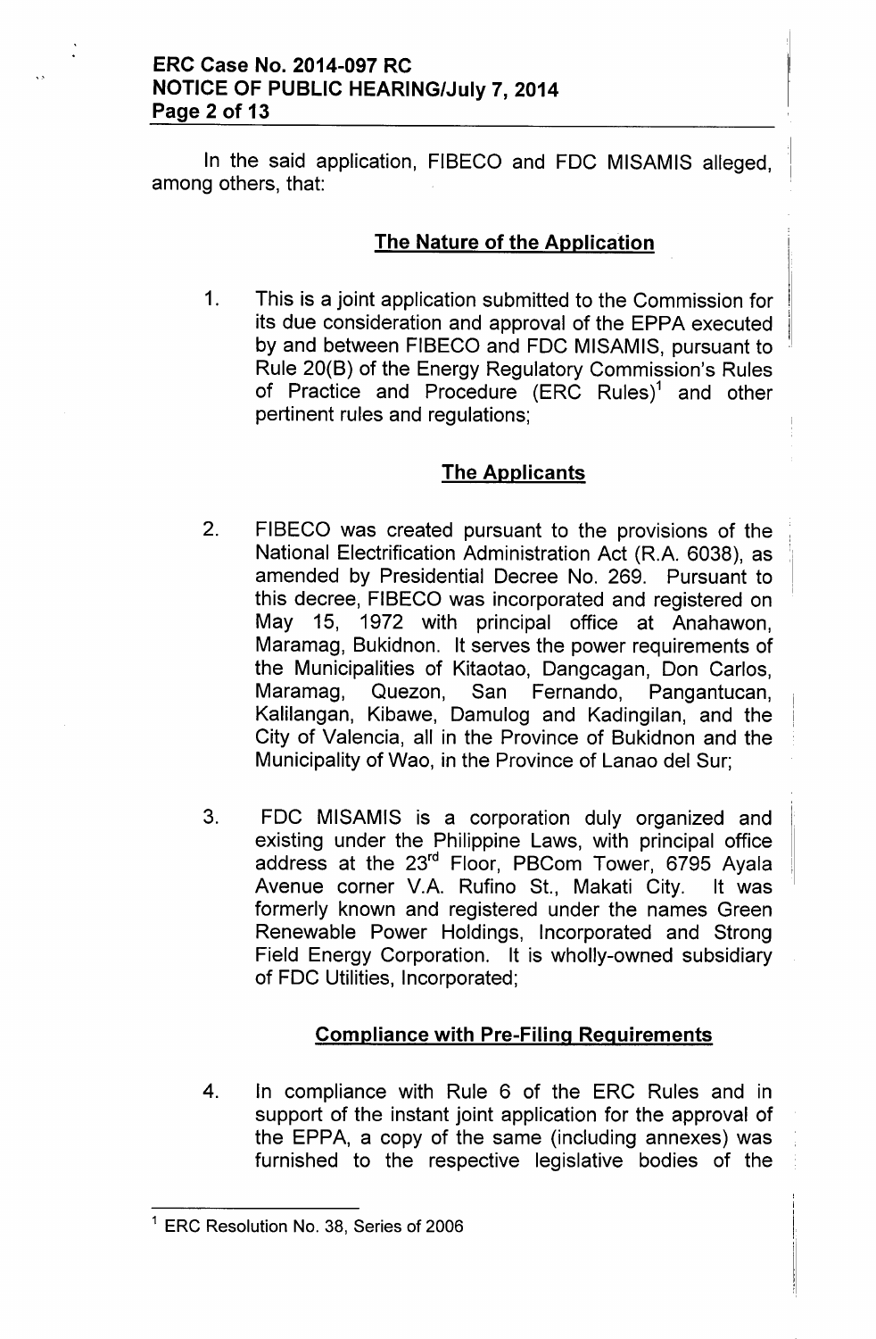In the said application, FIBECO and FDC MISAMIS alleged, among others, that:

## The Nature of the Application

1. This is a joint application submitted to the Commission for its due consideration and approval of the EPPA executed by and between FIBECO and FDC MISAMIS, pursuant to Rule 20(B) of the Energy Regulatory Commission's Rules of Practice and Procedure (ERC Rules)[1] and other pertinent rules and regulations;

## The Applicants

2. FIBECO was created pursuant to the provisions of the National Electrification Administration Act (R.A. 6038), as amended by Presidential Decree No. 269. Pursuant to this decree, FIBECO was incorporated and registered on May 15, 1972 with principal office at Anahawon, Maramag, Bukidnon. It serves the power requirements of the Municipalities of Kitaotao, Dangcagan, Don Carlos, Maramag, Quezon, San Fernando, Pangantucan, Kalilangan, Kibawe, Damulog and Kadingilan, and the City of Valencia, all in the Province of Bukidnon and the Municipality of Wao, in the Province of Lanao del Sur;

3. FDC MISAMIS is a corporation duly organized and existing under the Philippine Laws, with principal office address at the 23rd Floor, PBCom Tower, 6795 Ayala Avenue corner V.A. Rufino St., Makati City. It was formerly known and registered under the names Green Renewable Power Holdings, Incorporated and Strong Field Energy Corporation. It is wholly-owned subsidiary of FDC Utilities, Incorporated;

## Compliance with Pre-Filing Requirements

4. In compliance with Rule 6 of the ERC Rules and in support of the instant joint application for the approval of the EPPA, a copy of the same (including annexes) was furnished to the respective legislative bodies of the

---

[1] ERC Resolution No. 38, Series of 2006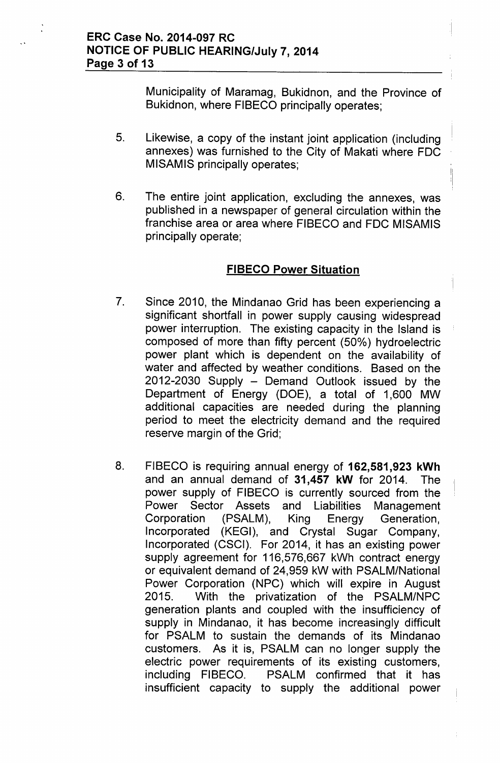Municipality of Maramag, Bukidnon, and the Province of Bukidnon, where FIBECO principally operates;

5. Likewise, a copy of the instant joint application (including annexes) was furnished to the City of Makati where FDC MISAMIS principally operates;

6. The entire joint application, excluding the annexes, was published in a newspaper of general circulation within the franchise area or area where FIBECO and FDC MISAMIS principally operate;

## FIBECO Power Situation

7. Since 2010, the Mindanao Grid has been experiencing a significant shortfall in power supply causing widespread power interruption. The existing capacity in the Island is composed of more than fifty percent (50%) hydroelectric power plant which is dependent on the availability of water and affected by weather conditions. Based on the 2012-2030 Supply – Demand Outlook issued by the Department of Energy (DOE), a total of 1,600 MW additional capacities are needed during the planning period to meet the electricity demand and the required reserve margin of the Grid;

8. FIBECO is requiring annual energy of **162,581,923 kWh** and an annual demand of **31,457 kW** for 2014. The power supply of FIBECO is currently sourced from the Power Sector Assets and Liabilities Management Corporation (PSALM), King Energy Generation, Incorporated (KEGI), and Crystal Sugar Company, Incorporated (CSCI). For 2014, it has an existing power supply agreement for 116,576,667 kWh contract energy or equivalent demand of 24,959 kW with PSALM/National Power Corporation (NPC) which will expire in August 2015. With the privatization of the PSALM/NPC generation plants and coupled with the insufficiency of supply in Mindanao, it has become increasingly difficult for PSALM to sustain the demands of its Mindanao customers. As it is, PSALM can no longer supply the electric power requirements of its existing customers, including FIBECO. PSALM confirmed that it has insufficient capacity to supply the additional power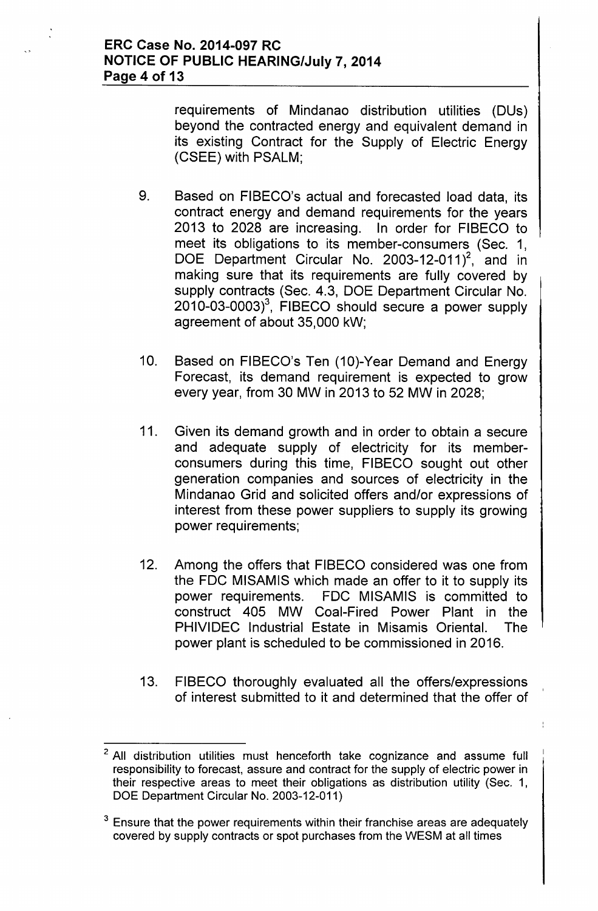requirements of Mindanao distribution utilities (DUs) beyond the contracted energy and equivalent demand in its existing Contract for the Supply of Electric Energy (CSEE) with PSALM;

9. Based on FIBECO's actual and forecasted load data, its contract energy and demand requirements for the years 2013 to 2028 are increasing. In order for FIBECO to meet its obligations to its member-consumers (Sec. 1, DOE Department Circular No. 2003-12-011)[2], and in making sure that its requirements are fully covered by supply contracts (Sec. 4.3, DOE Department Circular No. 2010-03-0003)[3], FIBECO should secure a power supply agreement of about 35,000 kW;

10. Based on FIBECO's Ten (10)-Year Demand and Energy Forecast, its demand requirement is expected to grow every year, from 30 MW in 2013 to 52 MW in 2028;

11. Given its demand growth and in order to obtain a secure and adequate supply of electricity for its member-consumers during this time, FIBECO sought out other generation companies and sources of electricity in the Mindanao Grid and solicited offers and/or expressions of interest from these power suppliers to supply its growing power requirements;

12. Among the offers that FIBECO considered was one from the FDC MISAMIS which made an offer to it to supply its power requirements. FDC MISAMIS is committed to construct 405 MW Coal-Fired Power Plant in the PHIVIDEC Industrial Estate in Misamis Oriental. The power plant is scheduled to be commissioned in 2016.

13. FIBECO thoroughly evaluated all the offers/expressions of interest submitted to it and determined that the offer of

---

[2] All distribution utilities must henceforth take cognizance and assume full responsibility to forecast, assure and contract for the supply of electric power in their respective areas to meet their obligations as distribution utility (Sec. 1, DOE Department Circular No. 2003-12-011)

[3] Ensure that the power requirements within their franchise areas are adequately covered by supply contracts or spot purchases from the WESM at all times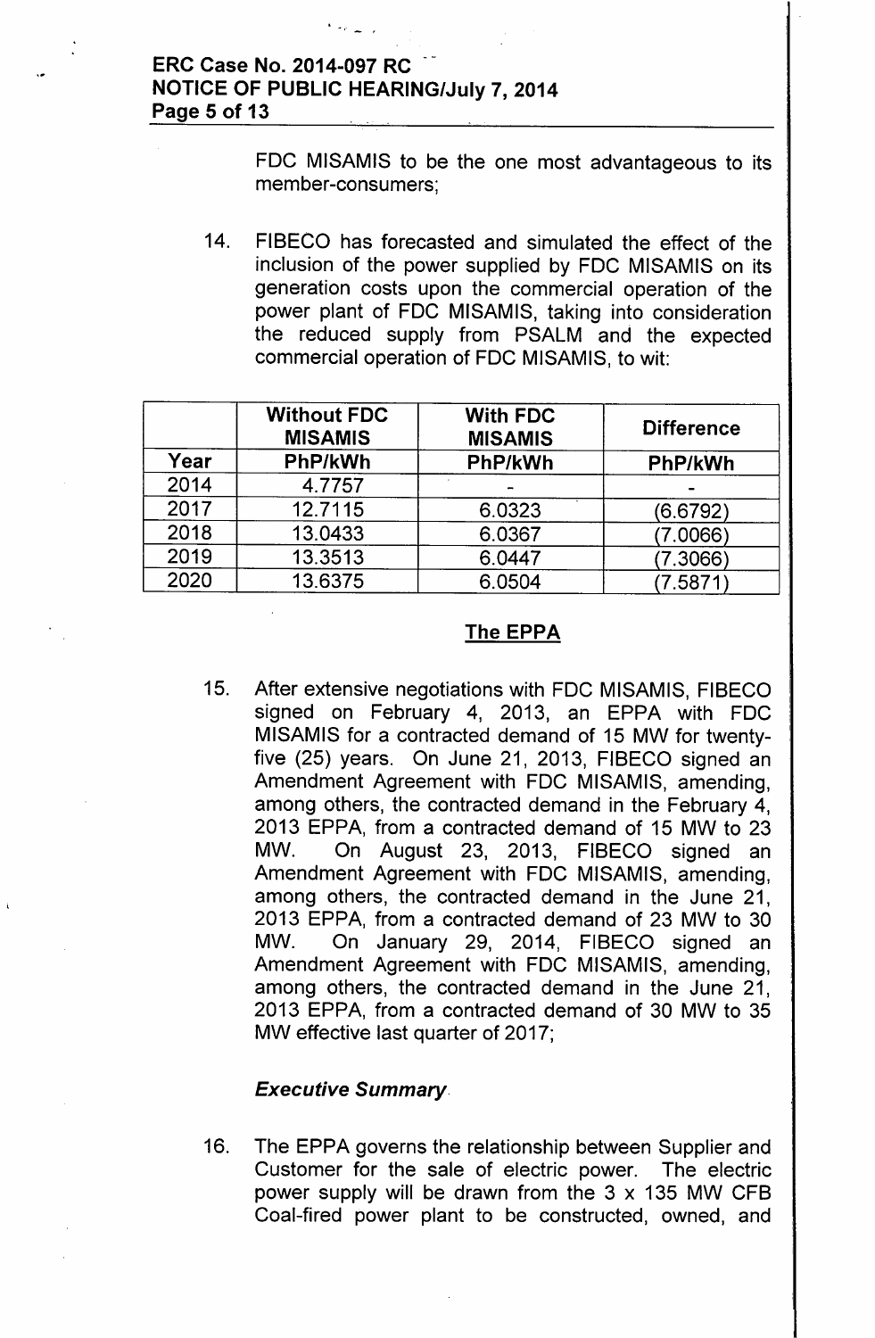FDC MISAMIS to be the one most advantageous to its member-consumers;

14. FIBECO has forecasted and simulated the effect of the inclusion of the power supplied by FDC MISAMIS on its generation costs upon the commercial operation of the power plant of FDC MISAMIS, taking into consideration the reduced supply from PSALM and the expected commercial operation of FDC MISAMIS, to wit:

| | **Without FDC MISAMIS** | **With FDC MISAMIS** | **Difference** |
|---|---|---|---|
| **Year** | **PhP/kWh** | **PhP/kWh** | **PhP/kWh** |
| 2014 | 4.7757 | - | - |
| 2017 | 12.7115 | 6.0323 | (6.6792) |
| 2018 | 13.0433 | 6.0367 | (7.0066) |
| 2019 | 13.3513 | 6.0447 | (7.3066) |
| 2020 | 13.6375 | 6.0504 | (7.5871) |

## The EPPA

15. After extensive negotiations with FDC MISAMIS, FIBECO signed on February 4, 2013, an EPPA with FDC MISAMIS for a contracted demand of 15 MW for twenty-five (25) years. On June 21, 2013, FIBECO signed an Amendment Agreement with FDC MISAMIS, amending, among others, the contracted demand in the February 4, 2013 EPPA, from a contracted demand of 15 MW to 23 MW. On August 23, 2013, FIBECO signed an Amendment Agreement with FDC MISAMIS, amending, among others, the contracted demand in the June 21, 2013 EPPA, from a contracted demand of 23 MW to 30 MW. On January 29, 2014, FIBECO signed an Amendment Agreement with FDC MISAMIS, amending, among others, the contracted demand in the June 21, 2013 EPPA, from a contracted demand of 30 MW to 35 MW effective last quarter of 2017;

### *Executive Summary*

16. The EPPA governs the relationship between Supplier and Customer for the sale of electric power. The electric power supply will be drawn from the 3 x 135 MW CFB Coal-fired power plant to be constructed, owned, and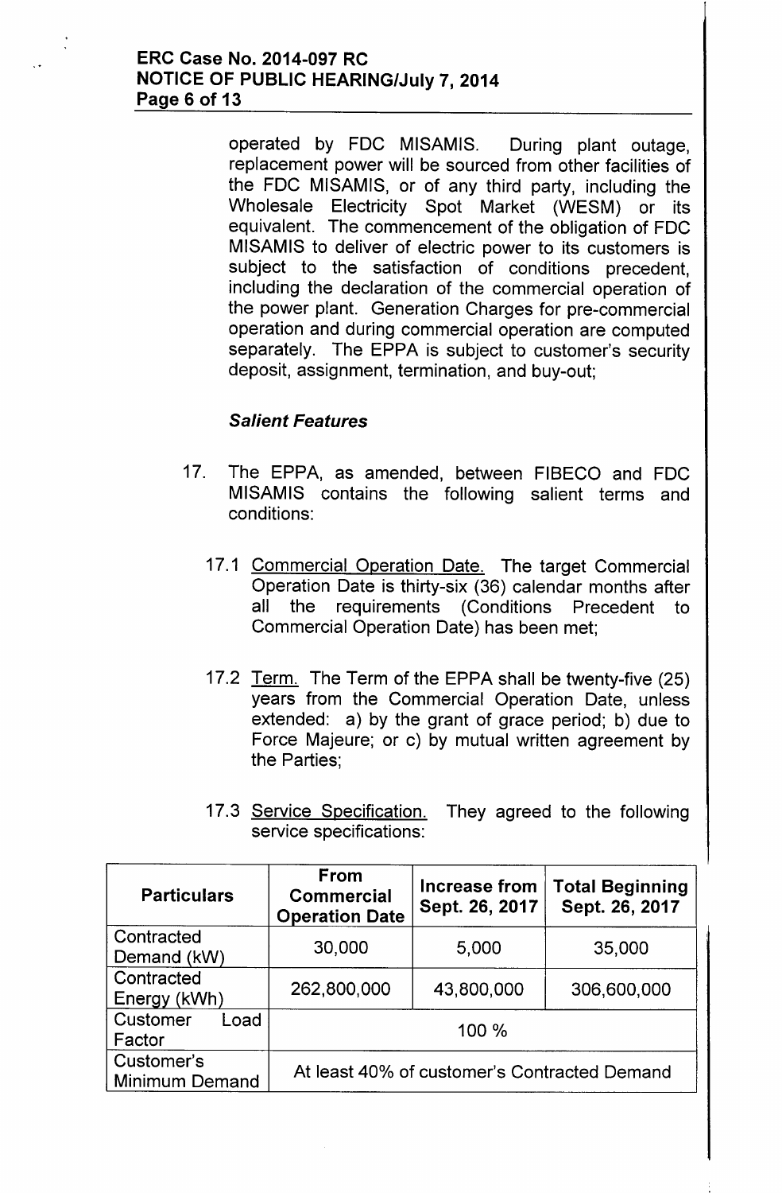operated by FDC MISAMIS. During plant outage, replacement power will be sourced from other facilities of the FDC MISAMIS, or of any third party, including the Wholesale Electricity Spot Market (WESM) or its equivalent. The commencement of the obligation of FDC MISAMIS to deliver of electric power to its customers is subject to the satisfaction of conditions precedent, including the declaration of the commercial operation of the power plant. Generation Charges for pre-commercial operation and during commercial operation are computed separately. The EPPA is subject to customer's security deposit, assignment, termination, and buy-out;

### *Salient Features*

17. The EPPA, as amended, between FIBECO and FDC MISAMIS contains the following salient terms and conditions:

    17.1 Commercial Operation Date. The target Commercial Operation Date is thirty-six (36) calendar months after all the requirements (Conditions Precedent to Commercial Operation Date) has been met;

    17.2 Term. The Term of the EPPA shall be twenty-five (25) years from the Commercial Operation Date, unless extended: a) by the grant of grace period; b) due to Force Majeure; or c) by mutual written agreement by the Parties;

    17.3 Service Specification. They agreed to the following service specifications:

| Particulars | From Commercial Operation Date | Increase from Sept. 26, 2017 | Total Beginning Sept. 26, 2017 |
|---|---|---|---|
| Contracted Demand (kW) | 30,000 | 5,000 | 35,000 |
| Contracted Energy (kWh) | 262,800,000 | 43,800,000 | 306,600,000 |
| Customer Load Factor | 100 % | | |
| Customer's Minimum Demand | At least 40% of customer's Contracted Demand | | |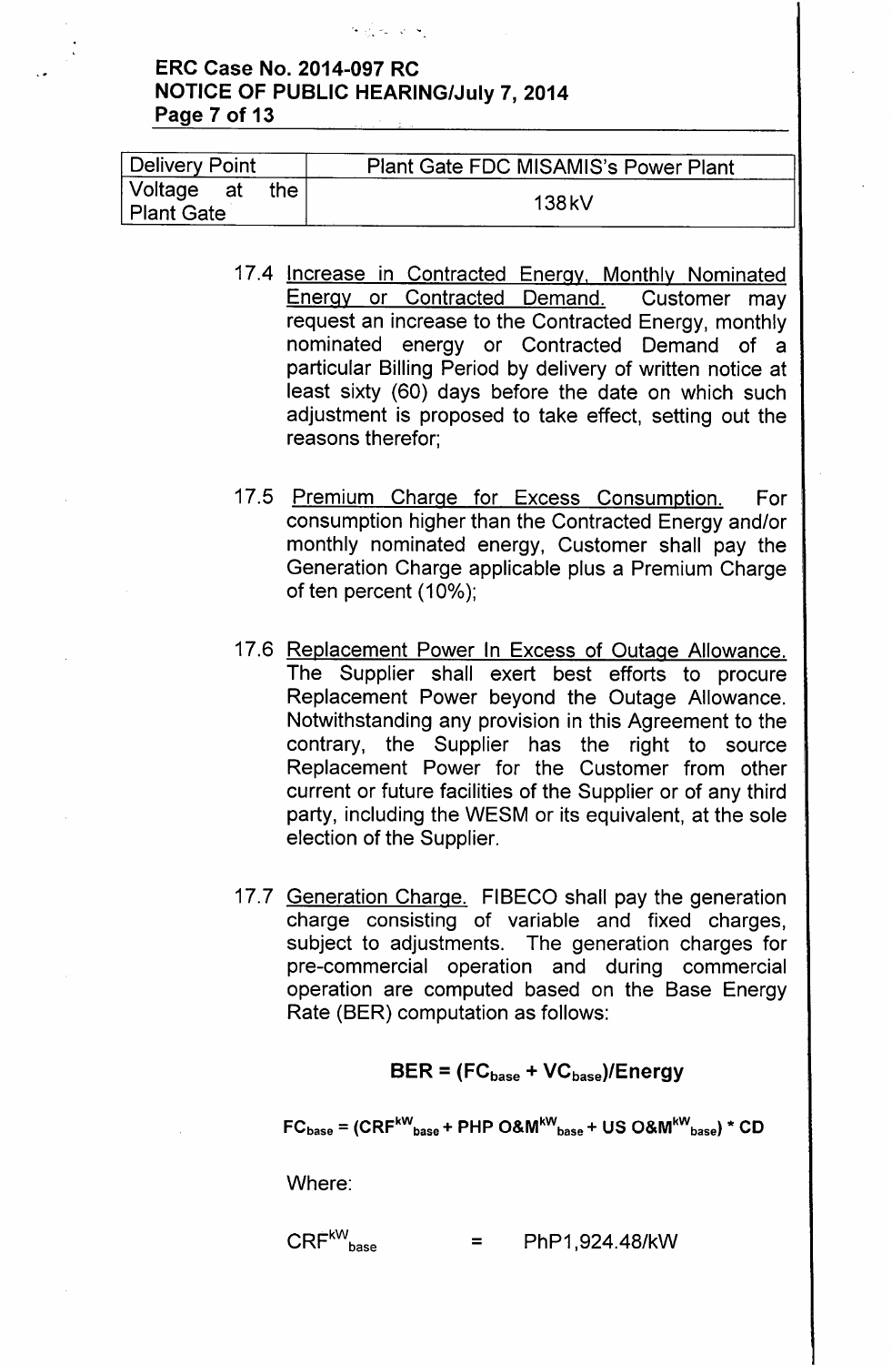| Delivery Point | Plant Gate FDC MISAMIS's Power Plant |
|---|---|
| Voltage at the Plant Gate | 138kV |

17.4 Increase in Contracted Energy, Monthly Nominated Energy or Contracted Demand. Customer may request an increase to the Contracted Energy, monthly nominated energy or Contracted Demand of a particular Billing Period by delivery of written notice at least sixty (60) days before the date on which such adjustment is proposed to take effect, setting out the reasons therefor;

17.5 Premium Charge for Excess Consumption. For consumption higher than the Contracted Energy and/or monthly nominated energy, Customer shall pay the Generation Charge applicable plus a Premium Charge of ten percent (10%);

17.6 Replacement Power In Excess of Outage Allowance. The Supplier shall exert best efforts to procure Replacement Power beyond the Outage Allowance. Notwithstanding any provision in this Agreement to the contrary, the Supplier has the right to source Replacement Power for the Customer from other current or future facilities of the Supplier or of any third party, including the WESM or its equivalent, at the sole election of the Supplier.

17.7 Generation Charge. FIBECO shall pay the generation charge consisting of variable and fixed charges, subject to adjustments. The generation charges for pre-commercial operation and during commercial operation are computed based on the Base Energy Rate (BER) computation as follows:

$$\textbf{BER} = (\textbf{FC}_{\textbf{base}} + \textbf{VC}_{\textbf{base}})/\textbf{Energy}$$

$$FC_{base} = (CRF^{kW}_{base} + PHP\ O\&M^{kW}_{base} + US\ O\&M^{kW}_{base}) * CD$$

Where:

$CRF^{kW}_{base}$ = PhP1,924.48/kW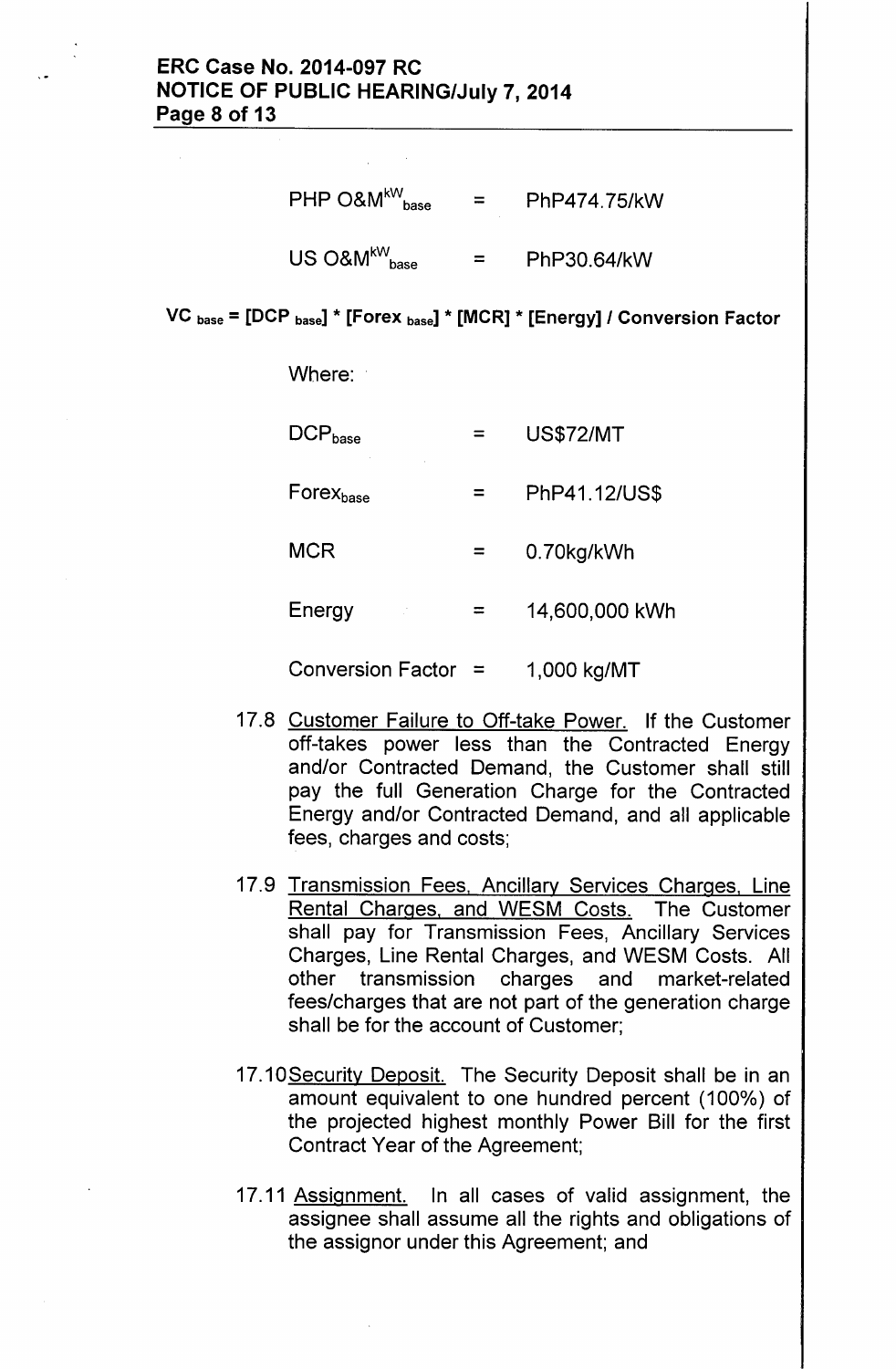$$PHP\ O\&M^{kW}_{base} = PhP474.75/kW$$

$$US\ O\&M^{kW}_{base} = PhP30.64/kW$$

**$VC_{base}$ = [$DCP_{base}$] * [$Forex_{base}$] * [MCR] * [Energy] / Conversion Factor**

Where:

$DCP_{base}$ = US$72/MT

$Forex_{base}$ = PhP41.12/US$

MCR = 0.70kg/kWh

Energy = 14,600,000 kWh

Conversion Factor = 1,000 kg/MT

17.8 Customer Failure to Off-take Power. If the Customer off-takes power less than the Contracted Energy and/or Contracted Demand, the Customer shall still pay the full Generation Charge for the Contracted Energy and/or Contracted Demand, and all applicable fees, charges and costs;

17.9 Transmission Fees, Ancillary Services Charges, Line Rental Charges, and WESM Costs. The Customer shall pay for Transmission Fees, Ancillary Services Charges, Line Rental Charges, and WESM Costs. All other transmission charges and market-related fees/charges that are not part of the generation charge shall be for the account of Customer;

17.10 Security Deposit. The Security Deposit shall be in an amount equivalent to one hundred percent (100%) of the projected highest monthly Power Bill for the first Contract Year of the Agreement;

17.11 Assignment. In all cases of valid assignment, the assignee shall assume all the rights and obligations of the assignor under this Agreement; and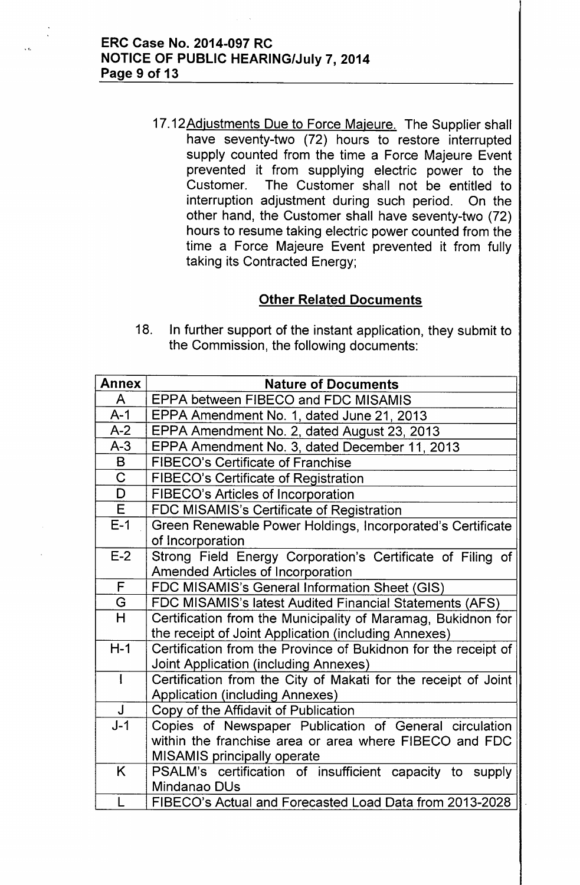17.12 Adjustments Due to Force Majeure. The Supplier shall have seventy-two (72) hours to restore interrupted supply counted from the time a Force Majeure Event prevented it from supplying electric power to the Customer. The Customer shall not be entitled to interruption adjustment during such period. On the other hand, the Customer shall have seventy-two (72) hours to resume taking electric power counted from the time a Force Majeure Event prevented it from fully taking its Contracted Energy;

**Other Related Documents**

18. In further support of the instant application, they submit to the Commission, the following documents:

| Annex | Nature of Documents |
|---|---|
| A | EPPA between FIBECO and FDC MISAMIS |
| A-1 | EPPA Amendment No. 1, dated June 21, 2013 |
| A-2 | EPPA Amendment No. 2, dated August 23, 2013 |
| A-3 | EPPA Amendment No. 3, dated December 11, 2013 |
| B | FIBECO's Certificate of Franchise |
| C | FIBECO's Certificate of Registration |
| D | FIBECO's Articles of Incorporation |
| E | FDC MISAMIS's Certificate of Registration |
| E-1 | Green Renewable Power Holdings, Incorporated's Certificate of Incorporation |
| E-2 | Strong Field Energy Corporation's Certificate of Filing of Amended Articles of Incorporation |
| F | FDC MISAMIS's General Information Sheet (GIS) |
| G | FDC MISAMIS's latest Audited Financial Statements (AFS) |
| H | Certification from the Municipality of Maramag, Bukidnon for the receipt of Joint Application (including Annexes) |
| H-1 | Certification from the Province of Bukidnon for the receipt of Joint Application (including Annexes) |
| I | Certification from the City of Makati for the receipt of Joint Application (including Annexes) |
| J | Copy of the Affidavit of Publication |
| J-1 | Copies of Newspaper Publication of General circulation within the franchise area or area where FIBECO and FDC MISAMIS principally operate |
| K | PSALM's certification of insufficient capacity to supply Mindanao DUs |
| L | FIBECO's Actual and Forecasted Load Data from 2013-2028 |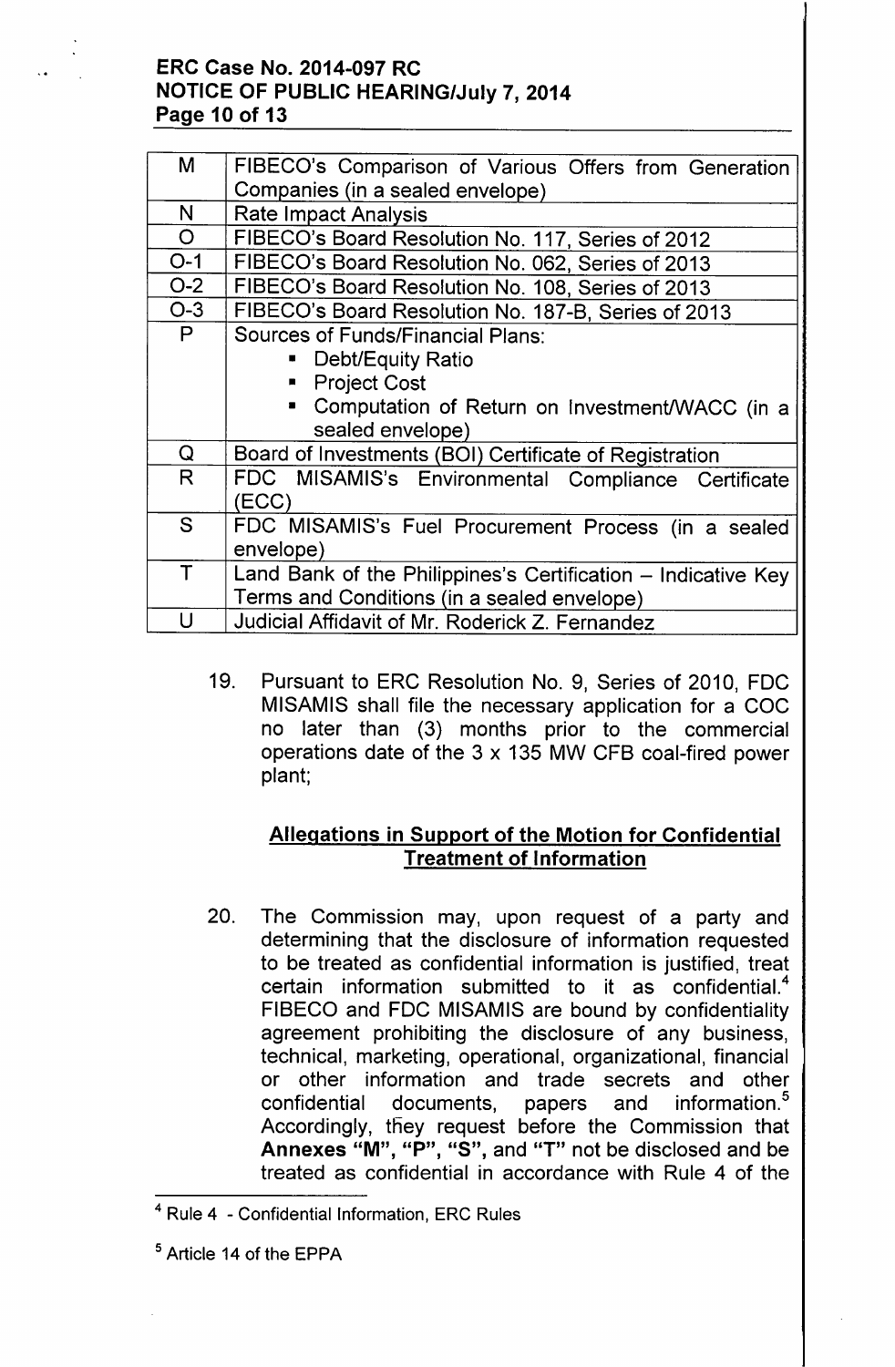| | |
|---|---|
| M | FIBECO's Comparison of Various Offers from Generation Companies (in a sealed envelope) |
| N | Rate Impact Analysis |
| O | FIBECO's Board Resolution No. 117, Series of 2012 |
| O-1 | FIBECO's Board Resolution No. 062, Series of 2013 |
| O-2 | FIBECO's Board Resolution No. 108, Series of 2013 |
| O-3 | FIBECO's Board Resolution No. 187-B, Series of 2013 |
| P | Sources of Funds/Financial Plans: <br>▪ Debt/Equity Ratio <br>▪ Project Cost <br>▪ Computation of Return on Investment/WACC (in a sealed envelope) |
| Q | Board of Investments (BOI) Certificate of Registration |
| R | FDC MISAMIS's Environmental Compliance Certificate (ECC) |
| S | FDC MISAMIS's Fuel Procurement Process (in a sealed envelope) |
| T | Land Bank of the Philippines's Certification – Indicative Key Terms and Conditions (in a sealed envelope) |
| U | Judicial Affidavit of Mr. Roderick Z. Fernandez |

19. Pursuant to ERC Resolution No. 9, Series of 2010, FDC MISAMIS shall file the necessary application for a COC no later than (3) months prior to the commercial operations date of the 3 x 135 MW CFB coal-fired power plant;

**<u>Allegations in Support of the Motion for Confidential Treatment of Information</u>**

20. The Commission may, upon request of a party and determining that the disclosure of information requested to be treated as confidential information is justified, treat certain information submitted to it as confidential.[4] FIBECO and FDC MISAMIS are bound by confidentiality agreement prohibiting the disclosure of any business, technical, marketing, operational, organizational, financial or other information and trade secrets and other confidential documents, papers and information.[5] Accordingly, they request before the Commission that **Annexes "M", "P", "S", and "T"** not be disclosed and be treated as confidential in accordance with Rule 4 of the

---

[4] Rule 4 - Confidential Information, ERC Rules

[5] Article 14 of the EPPA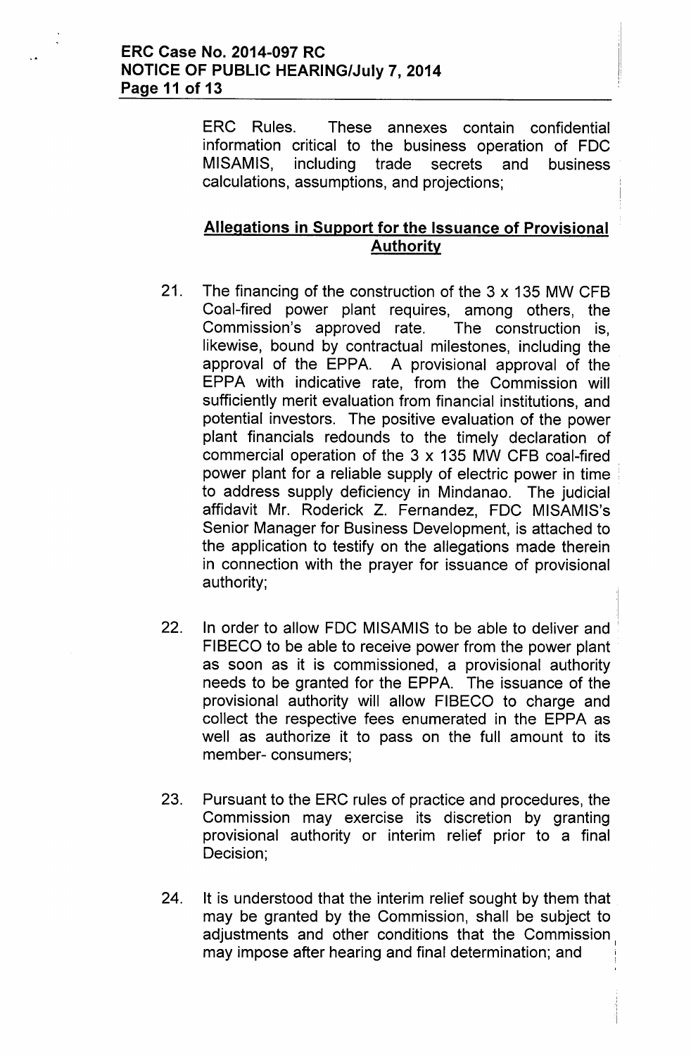ERC Rules. These annexes contain confidential information critical to the business operation of FDC MISAMIS, including trade secrets and business calculations, assumptions, and projections;

**Allegations in Support for the Issuance of Provisional Authority**

21. The financing of the construction of the 3 x 135 MW CFB Coal-fired power plant requires, among others, the Commission's approved rate. The construction is, likewise, bound by contractual milestones, including the approval of the EPPA. A provisional approval of the EPPA with indicative rate, from the Commission will sufficiently merit evaluation from financial institutions, and potential investors. The positive evaluation of the power plant financials redounds to the timely declaration of commercial operation of the 3 x 135 MW CFB coal-fired power plant for a reliable supply of electric power in time to address supply deficiency in Mindanao. The judicial affidavit Mr. Roderick Z. Fernandez, FDC MISAMIS's Senior Manager for Business Development, is attached to the application to testify on the allegations made therein in connection with the prayer for issuance of provisional authority;

22. In order to allow FDC MISAMIS to be able to deliver and FIBECO to be able to receive power from the power plant as soon as it is commissioned, a provisional authority needs to be granted for the EPPA. The issuance of the provisional authority will allow FIBECO to charge and collect the respective fees enumerated in the EPPA as well as authorize it to pass on the full amount to its member- consumers;

23. Pursuant to the ERC rules of practice and procedures, the Commission may exercise its discretion by granting provisional authority or interim relief prior to a final Decision;

24. It is understood that the interim relief sought by them that may be granted by the Commission, shall be subject to adjustments and other conditions that the Commission may impose after hearing and final determination; and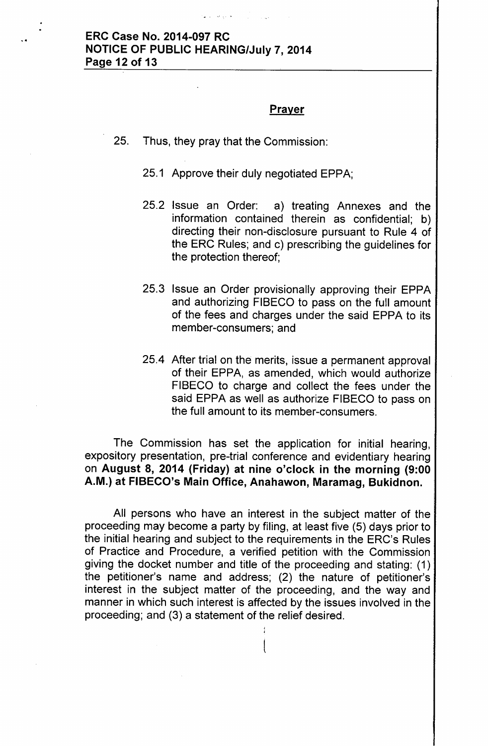## Prayer

25. Thus, they pray that the Commission:

    25.1 Approve their duly negotiated EPPA;

    25.2 Issue an Order: a) treating Annexes and the information contained therein as confidential; b) directing their non-disclosure pursuant to Rule 4 of the ERC Rules; and c) prescribing the guidelines for the protection thereof;

    25.3 Issue an Order provisionally approving their EPPA and authorizing FIBECO to pass on the full amount of the fees and charges under the said EPPA to its member-consumers; and

    25.4 After trial on the merits, issue a permanent approval of their EPPA, as amended, which would authorize FIBECO to charge and collect the fees under the said EPPA as well as authorize FIBECO to pass on the full amount to its member-consumers.

The Commission has set the application for initial hearing, expository presentation, pre-trial conference and evidentiary hearing on **August 8, 2014 (Friday) at nine o'clock in the morning (9:00 A.M.) at FIBECO's Main Office, Anahawon, Maramag, Bukidnon.**

All persons who have an interest in the subject matter of the proceeding may become a party by filing, at least five (5) days prior to the initial hearing and subject to the requirements in the ERC's Rules of Practice and Procedure, a verified petition with the Commission giving the docket number and title of the proceeding and stating: (1) the petitioner's name and address; (2) the nature of petitioner's interest in the subject matter of the proceeding, and the way and manner in which such interest is affected by the issues involved in the proceeding; and (3) a statement of the relief desired.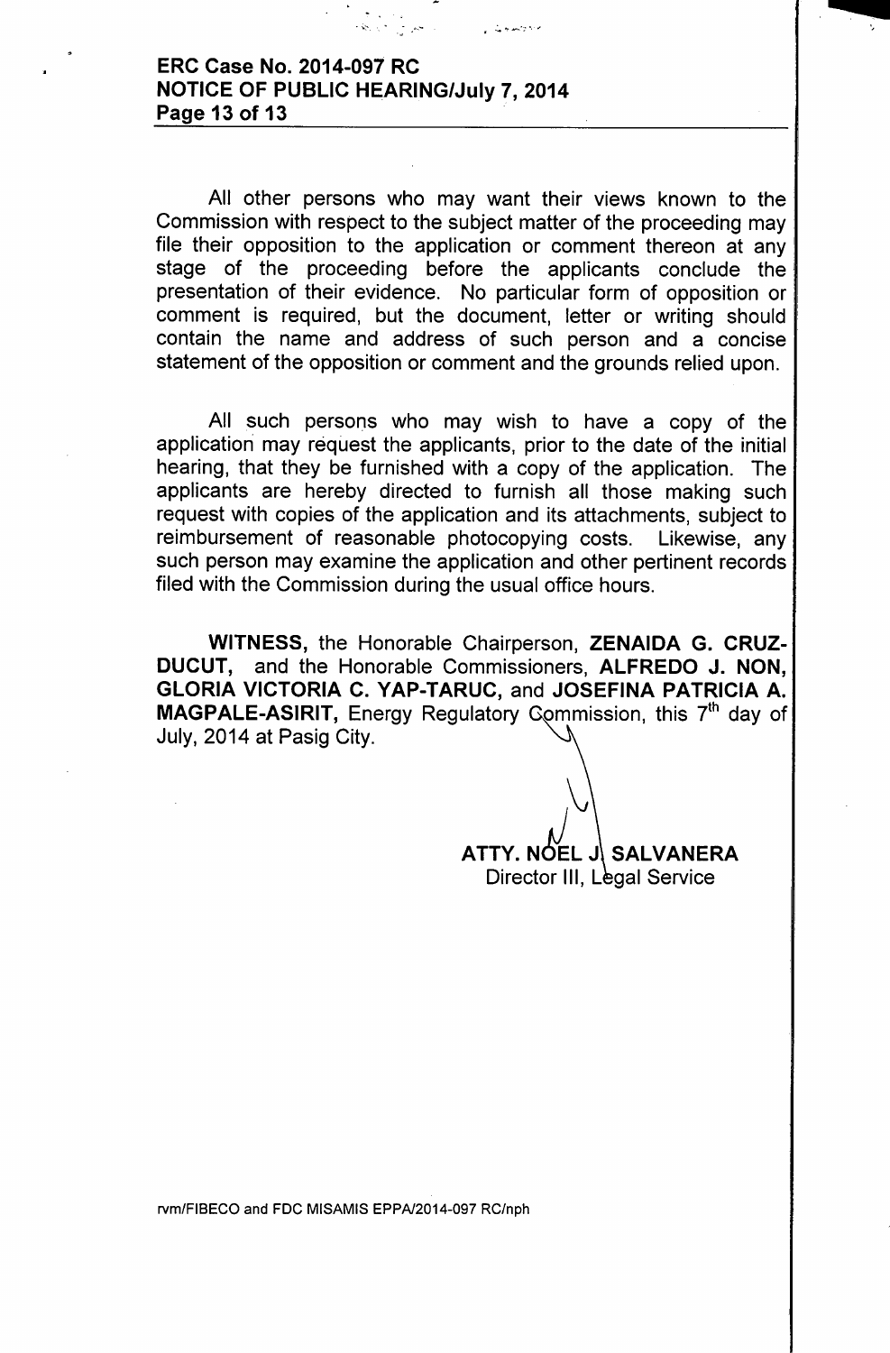All other persons who may want their views known to the Commission with respect to the subject matter of the proceeding may file their opposition to the application or comment thereon at any stage of the proceeding before the applicants conclude the presentation of their evidence. No particular form of opposition or comment is required, but the document, letter or writing should contain the name and address of such person and a concise statement of the opposition or comment and the grounds relied upon.

All such persons who may wish to have a copy of the application may request the applicants, prior to the date of the initial hearing, that they be furnished with a copy of the application. The applicants are hereby directed to furnish all those making such request with copies of the application and its attachments, subject to reimbursement of reasonable photocopying costs. Likewise, any such person may examine the application and other pertinent records filed with the Commission during the usual office hours.

**WITNESS,** the Honorable Chairperson, **ZENAIDA G. CRUZ-DUCUT,** and the Honorable Commissioners, **ALFREDO J. NON, GLORIA VICTORIA C. YAP-TARUC,** and **JOSEFINA PATRICIA A. MAGPALE-ASIRIT,** Energy Regulatory Commission, this 7th day of July, 2014 at Pasig City.

**ATTY. NOEL J. SALVANERA**
Director III, Legal Service

rvm/FIBECO and FDC MISAMIS EPPA/2014-097 RC/nph